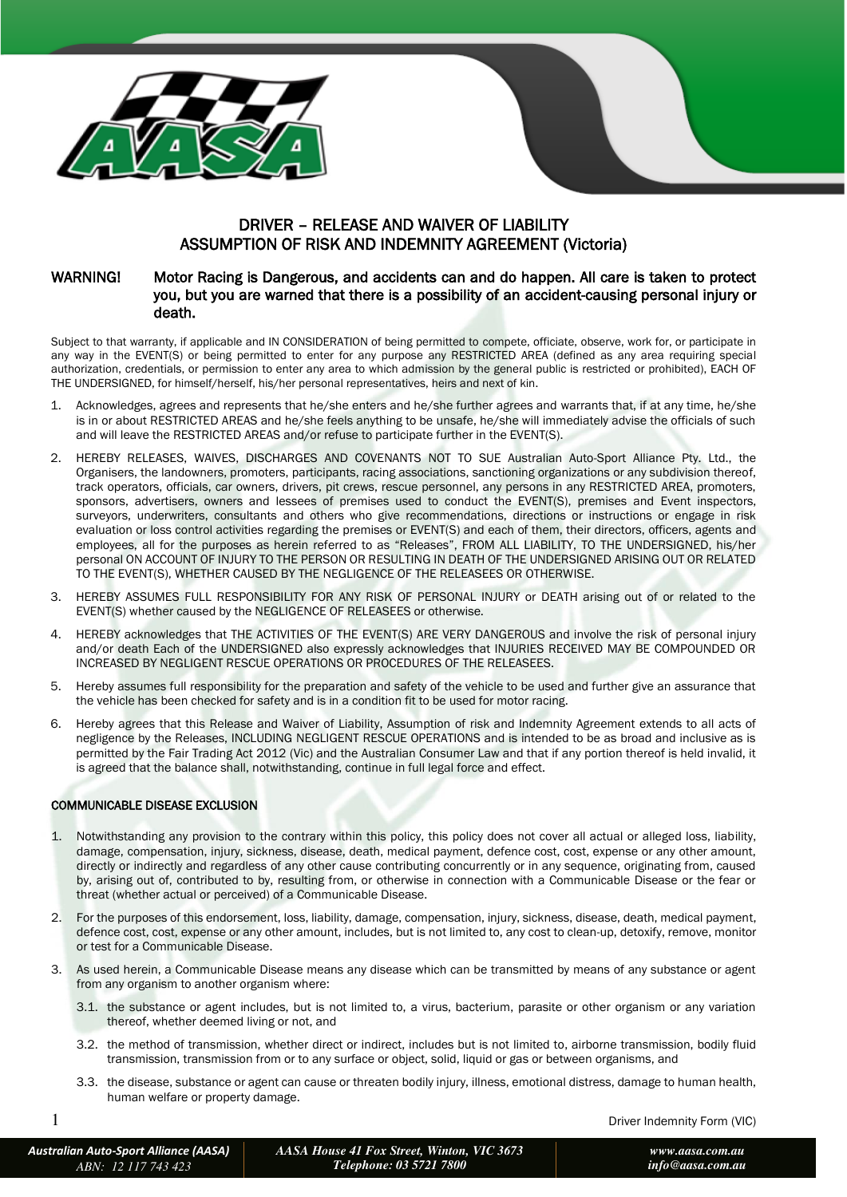# DRIVER – RELEASE AND WAIVER OF LIABILITY
# ASSUMPTION OF RISK AND INDEMNITY AGREEMENT (Victoria)

**WARNING!** **Motor Racing is Dangerous, and accidents can and do happen. All care is taken to protect you, but you are warned that there is a possibility of an accident-causing personal injury or death.**

Subject to that warranty, if applicable and IN CONSIDERATION of being permitted to compete, officiate, observe, work for, or participate in any way in the EVENT(S) or being permitted to enter for any purpose any RESTRICTED AREA (defined as any area requiring special authorization, credentials, or permission to enter any area to which admission by the general public is restricted or prohibited), EACH OF THE UNDERSIGNED, for himself/herself, his/her personal representatives, heirs and next of kin.

1. Acknowledges, agrees and represents that he/she enters and he/she further agrees and warrants that, if at any time, he/she is in or about RESTRICTED AREAS and he/she feels anything to be unsafe, he/she will immediately advise the officials of such and will leave the RESTRICTED AREAS and/or refuse to participate further in the EVENT(S).
2. HEREBY RELEASES, WAIVES, DISCHARGES AND COVENANTS NOT TO SUE Australian Auto-Sport Alliance Pty. Ltd., the Organisers, the landowners, promoters, participants, racing associations, sanctioning organizations or any subdivision thereof, track operators, officials, car owners, drivers, pit crews, rescue personnel, any persons in any RESTRICTED AREA, promoters, sponsors, advertisers, owners and lessees of premises used to conduct the EVENT(S), premises and Event inspectors, surveyors, underwriters, consultants and others who give recommendations, directions or instructions or engage in risk evaluation or loss control activities regarding the premises or EVENT(S) and each of them, their directors, officers, agents and employees, all for the purposes as herein referred to as "Releases", FROM ALL LIABILITY, TO THE UNDERSIGNED, his/her personal ON ACCOUNT OF INJURY TO THE PERSON OR RESULTING IN DEATH OF THE UNDERSIGNED ARISING OUT OR RELATED TO THE EVENT(S), WHETHER CAUSED BY THE NEGLIGENCE OF THE RELEASEES OR OTHERWISE.
3. HEREBY ASSUMES FULL RESPONSIBILITY FOR ANY RISK OF PERSONAL INJURY or DEATH arising out of or related to the EVENT(S) whether caused by the NEGLIGENCE OF RELEASEES or otherwise.
4. HEREBY acknowledges that THE ACTIVITIES OF THE EVENT(S) ARE VERY DANGEROUS and involve the risk of personal injury and/or death Each of the UNDERSIGNED also expressly acknowledges that INJURIES RECEIVED MAY BE COMPOUNDED OR INCREASED BY NEGLIGENT RESCUE OPERATIONS OR PROCEDURES OF THE RELEASEES.
5. Hereby assumes full responsibility for the preparation and safety of the vehicle to be used and further give an assurance that the vehicle has been checked for safety and is in a condition fit to be used for motor racing.
6. Hereby agrees that this Release and Waiver of Liability, Assumption of risk and Indemnity Agreement extends to all acts of negligence by the Releases, INCLUDING NEGLIGENT RESCUE OPERATIONS and is intended to be as broad and inclusive as is permitted by the Fair Trading Act 2012 (Vic) and the Australian Consumer Law and that if any portion thereof is held invalid, it is agreed that the balance shall, notwithstanding, continue in full legal force and effect.

## COMMUNICABLE DISEASE EXCLUSION

1. Notwithstanding any provision to the contrary within this policy, this policy does not cover all actual or alleged loss, liability, damage, compensation, injury, sickness, disease, death, medical payment, defence cost, cost, expense or any other amount, directly or indirectly and regardless of any other cause contributing concurrently or in any sequence, originating from, caused by, arising out of, contributed to by, resulting from, or otherwise in connection with a Communicable Disease or the fear or threat (whether actual or perceived) of a Communicable Disease.
2. For the purposes of this endorsement, loss, liability, damage, compensation, injury, sickness, disease, death, medical payment, defence cost, cost, expense or any other amount, includes, but is not limited to, any cost to clean-up, detoxify, remove, monitor or test for a Communicable Disease.
3. As used herein, a Communicable Disease means any disease which can be transmitted by means of any substance or agent from any organism to another organism where:
   - 3.1. the substance or agent includes, but is not limited to, a virus, bacterium, parasite or other organism or any variation thereof, whether deemed living or not, and
   - 3.2. the method of transmission, whether direct or indirect, includes but is not limited to, airborne transmission, bodily fluid transmission, transmission from or to any surface or object, solid, liquid or gas or between organisms, and
   - 3.3. the disease, substance or agent can cause or threaten bodily injury, illness, emotional distress, damage to human health, human welfare or property damage.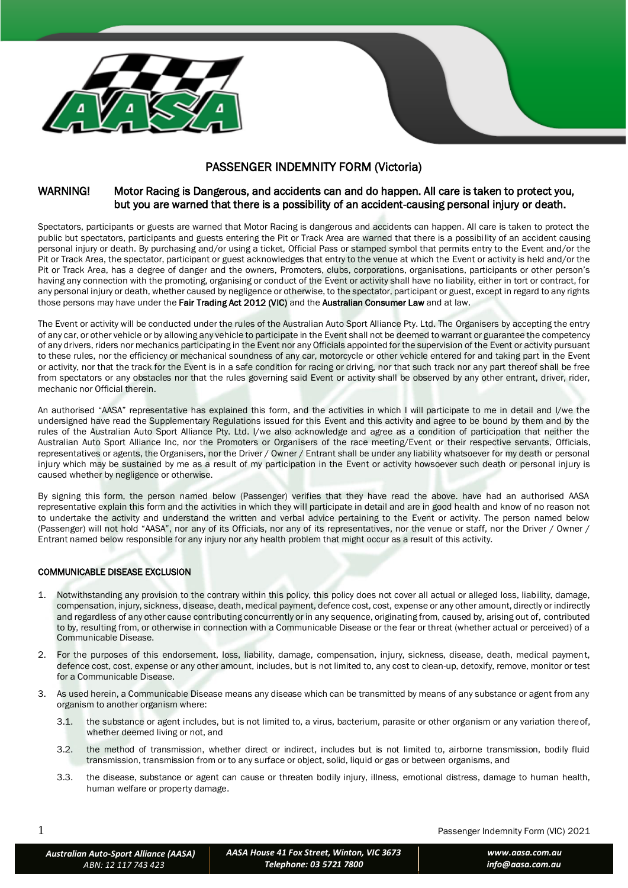# PASSENGER INDEMNITY FORM (Victoria)

**WARNING! Motor Racing is Dangerous, and accidents can and do happen. All care is taken to protect you, but you are warned that there is a possibility of an accident-causing personal injury or death.**

Spectators, participants or guests are warned that Motor Racing is dangerous and accidents can happen. All care is taken to protect the public but spectators, participants and guests entering the Pit or Track Area are warned that there is a possibility of an accident causing personal injury or death. By purchasing and/or using a ticket, Official Pass or stamped symbol that permits entry to the Event and/or the Pit or Track Area, the spectator, participant or guest acknowledges that entry to the venue at which the Event or activity is held and/or the Pit or Track Area, has a degree of danger and the owners, Promoters, clubs, corporations, organisations, participants or other person's having any connection with the promoting, organising or conduct of the Event or activity shall have no liability, either in tort or contract, for any personal injury or death, whether caused by negligence or otherwise, to the spectator, participant or guest, except in regard to any rights those persons may have under the **Fair Trading Act 2012 (VIC)** and the **Australian Consumer Law** and at law.

The Event or activity will be conducted under the rules of the Australian Auto Sport Alliance Pty. Ltd. The Organisers by accepting the entry of any car, or other vehicle or by allowing any vehicle to participate in the Event shall not be deemed to warrant or guarantee the competency of any drivers, riders nor mechanics participating in the Event nor any Officials appointed for the supervision of the Event or activity pursuant to these rules, nor the efficiency or mechanical soundness of any car, motorcycle or other vehicle entered for and taking part in the Event or activity, nor that the track for the Event is in a safe condition for racing or driving, nor that such track nor any part thereof shall be free from spectators or any obstacles nor that the rules governing said Event or activity shall be observed by any other entrant, driver, rider, mechanic nor Official therein.

An authorised "AASA" representative has explained this form, and the activities in which I will participate to me in detail and I/we the undersigned have read the Supplementary Regulations issued for this Event and this activity and agree to be bound by them and by the rules of the Australian Auto Sport Alliance Pty. Ltd. I/we also acknowledge and agree as a condition of participation that neither the Australian Auto Sport Alliance Inc, nor the Promoters or Organisers of the race meeting/Event or their respective servants, Officials, representatives or agents, the Organisers, nor the Driver / Owner / Entrant shall be under any liability whatsoever for my death or personal injury which may be sustained by me as a result of my participation in the Event or activity howsoever such death or personal injury is caused whether by negligence or otherwise.

By signing this form, the person named below (Passenger) verifies that they have read the above. have had an authorised AASA representative explain this form and the activities in which they will participate in detail and are in good health and know of no reason not to undertake the activity and understand the written and verbal advice pertaining to the Event or activity. The person named below (Passenger) will not hold "AASA", nor any of its Officials, nor any of its representatives, nor the venue or staff, nor the Driver / Owner / Entrant named below responsible for any injury nor any health problem that might occur as a result of this activity.

## COMMUNICABLE DISEASE EXCLUSION

1. Notwithstanding any provision to the contrary within this policy, this policy does not cover all actual or alleged loss, liability, damage, compensation, injury, sickness, disease, death, medical payment, defence cost, cost, expense or any other amount, directly or indirectly and regardless of any other cause contributing concurrently or in any sequence, originating from, caused by, arising out of, contributed to by, resulting from, or otherwise in connection with a Communicable Disease or the fear or threat (whether actual or perceived) of a Communicable Disease.
2. For the purposes of this endorsement, loss, liability, damage, compensation, injury, sickness, disease, death, medical payment, defence cost, cost, expense or any other amount, includes, but is not limited to, any cost to clean-up, detoxify, remove, monitor or test for a Communicable Disease.
3. As used herein, a Communicable Disease means any disease which can be transmitted by means of any substance or agent from any organism to another organism where:
   - 3.1. the substance or agent includes, but is not limited to, a virus, bacterium, parasite or other organism or any variation thereof, whether deemed living or not, and
   - 3.2. the method of transmission, whether direct or indirect, includes but is not limited to, airborne transmission, bodily fluid transmission, transmission from or to any surface or object, solid, liquid or gas or between organisms, and
   - 3.3. the disease, substance or agent can cause or threaten bodily injury, illness, emotional distress, damage to human health, human welfare or property damage.

Australian Auto-Sport Alliance (AASA)
ABN: 12 117 743 423

AASA House 41 Fox Street, Winton, VIC 3673
Telephone: 03 5721 7800

www.aasa.com.au
info@aasa.com.au